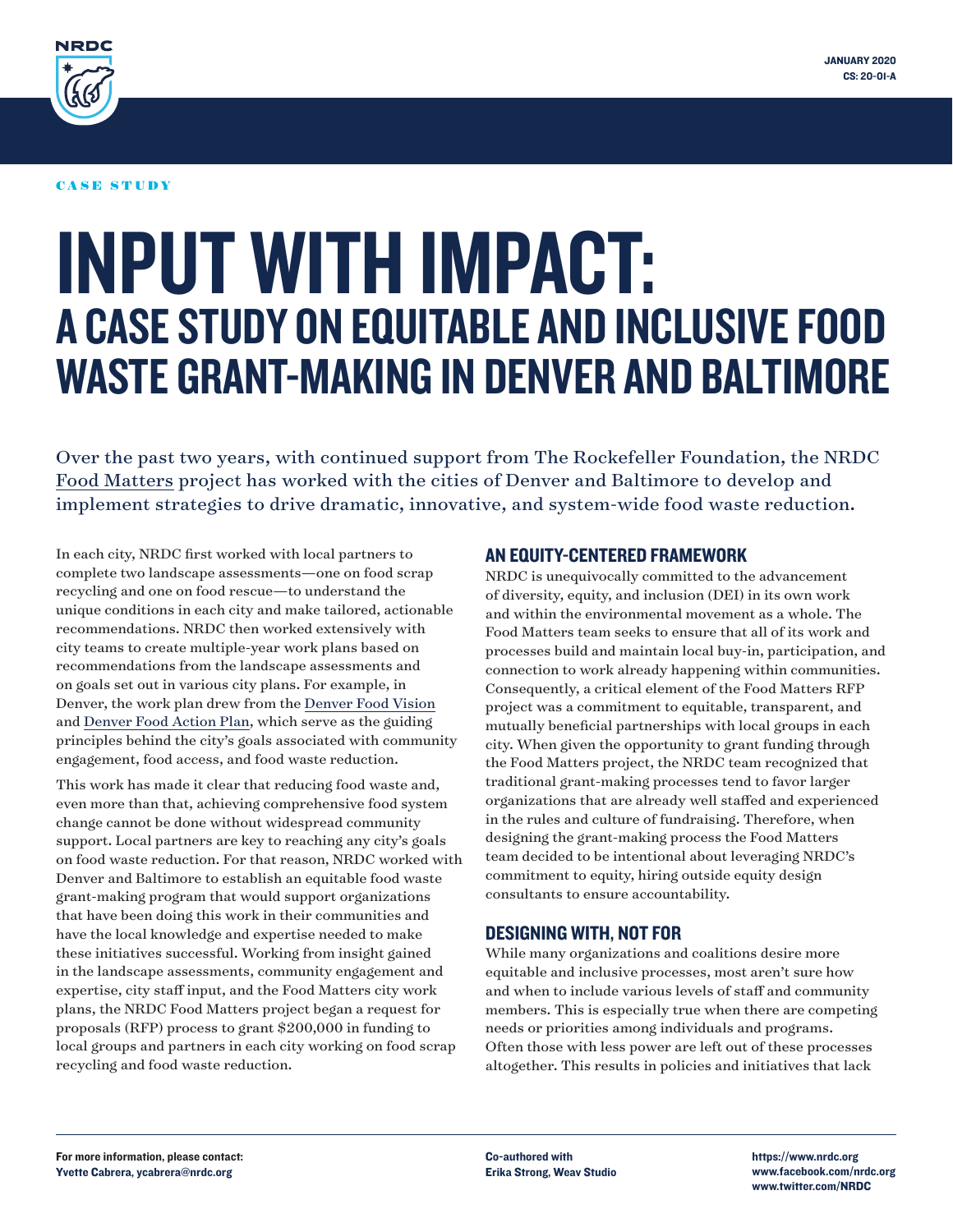NRDC

JANUARY 2020
CS: 20-01-A

CASE STUDY

# INPUT WITH IMPACT:
## A CASE STUDY ON EQUITABLE AND INCLUSIVE FOOD WASTE GRANT-MAKING IN DENVER AND BALTIMORE

Over the past two years, with continued support from The Rockefeller Foundation, the NRDC Food Matters project has worked with the cities of Denver and Baltimore to develop and implement strategies to drive dramatic, innovative, and system-wide food waste reduction.

In each city, NRDC first worked with local partners to complete two landscape assessments—one on food scrap recycling and one on food rescue—to understand the unique conditions in each city and make tailored, actionable recommendations. NRDC then worked extensively with city teams to create multiple-year work plans based on recommendations from the landscape assessments and on goals set out in various city plans. For example, in Denver, the work plan drew from the Denver Food Vision and Denver Food Action Plan, which serve as the guiding principles behind the city's goals associated with community engagement, food access, and food waste reduction.

This work has made it clear that reducing food waste and, even more than that, achieving comprehensive food system change cannot be done without widespread community support. Local partners are key to reaching any city's goals on food waste reduction. For that reason, NRDC worked with Denver and Baltimore to establish an equitable food waste grant-making program that would support organizations that have been doing this work in their communities and have the local knowledge and expertise needed to make these initiatives successful. Working from insight gained in the landscape assessments, community engagement and expertise, city staff input, and the Food Matters city work plans, the NRDC Food Matters project began a request for proposals (RFP) process to grant $200,000 in funding to local groups and partners in each city working on food scrap recycling and food waste reduction.

### AN EQUITY-CENTERED FRAMEWORK

NRDC is unequivocally committed to the advancement of diversity, equity, and inclusion (DEI) in its own work and within the environmental movement as a whole. The Food Matters team seeks to ensure that all of its work and processes build and maintain local buy-in, participation, and connection to work already happening within communities. Consequently, a critical element of the Food Matters RFP project was a commitment to equitable, transparent, and mutually beneficial partnerships with local groups in each city. When given the opportunity to grant funding through the Food Matters project, the NRDC team recognized that traditional grant-making processes tend to favor larger organizations that are already well staffed and experienced in the rules and culture of fundraising. Therefore, when designing the grant-making process the Food Matters team decided to be intentional about leveraging NRDC's commitment to equity, hiring outside equity design consultants to ensure accountability.

### DESIGNING WITH, NOT FOR

While many organizations and coalitions desire more equitable and inclusive processes, most aren't sure how and when to include various levels of staff and community members. This is especially true when there are competing needs or priorities among individuals and programs. Often those with less power are left out of these processes altogether. This results in policies and initiatives that lack

For more information, please contact:
Yvette Cabrera, ycabrera@nrdc.org

Co-authored with
Erika Strong, Weav Studio

https://www.nrdc.org
www.facebook.com/nrdc.org
www.twitter.com/NRDC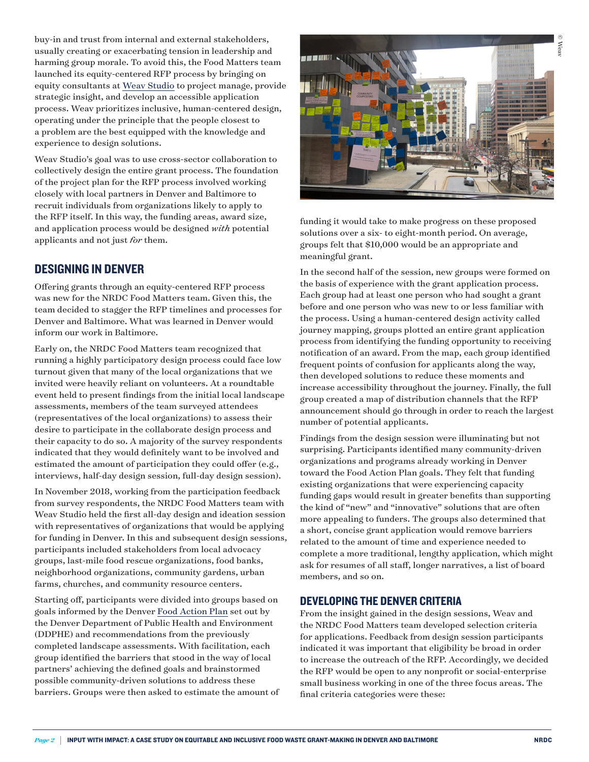buy-in and trust from internal and external stakeholders, usually creating or exacerbating tension in leadership and harming group morale. To avoid this, the Food Matters team launched its equity-centered RFP process by bringing on equity consultants at Weav Studio to project manage, provide strategic insight, and develop an accessible application process. Weav prioritizes inclusive, human-centered design, operating under the principle that the people closest to a problem are the best equipped with the knowledge and experience to design solutions.

Weav Studio's goal was to use cross-sector collaboration to collectively design the entire grant process. The foundation of the project plan for the RFP process involved working closely with local partners in Denver and Baltimore to recruit individuals from organizations likely to apply to the RFP itself. In this way, the funding areas, award size, and application process would be designed *with* potential applicants and not just *for* them.

## DESIGNING IN DENVER

Offering grants through an equity-centered RFP process was new for the NRDC Food Matters team. Given this, the team decided to stagger the RFP timelines and processes for Denver and Baltimore. What was learned in Denver would inform our work in Baltimore.

Early on, the NRDC Food Matters team recognized that running a highly participatory design process could face low turnout given that many of the local organizations that we invited were heavily reliant on volunteers. At a roundtable event held to present findings from the initial local landscape assessments, members of the team surveyed attendees (representatives of the local organizations) to assess their desire to participate in the collaborate design process and their capacity to do so. A majority of the survey respondents indicated that they would definitely want to be involved and estimated the amount of participation they could offer (e.g., interviews, half-day design session, full-day design session).

In November 2018, working from the participation feedback from survey respondents, the NRDC Food Matters team with Weav Studio held the first all-day design and ideation session with representatives of organizations that would be applying for funding in Denver. In this and subsequent design sessions, participants included stakeholders from local advocacy groups, last-mile food rescue organizations, food banks, neighborhood organizations, community gardens, urban farms, churches, and community resource centers.

Starting off, participants were divided into groups based on goals informed by the Denver Food Action Plan set out by the Denver Department of Public Health and Environment (DDPHE) and recommendations from the previously completed landscape assessments. With facilitation, each group identified the barriers that stood in the way of local partners' achieving the defined goals and brainstormed possible community-driven solutions to address these barriers. Groups were then asked to estimate the amount of funding it would take to make progress on these proposed solutions over a six- to eight-month period. On average, groups felt that $10,000 would be an appropriate and meaningful grant.

In the second half of the session, new groups were formed on the basis of experience with the grant application process. Each group had at least one person who had sought a grant before and one person who was new to or less familiar with the process. Using a human-centered design activity called journey mapping, groups plotted an entire grant application process from identifying the funding opportunity to receiving notification of an award. From the map, each group identified frequent points of confusion for applicants along the way, then developed solutions to reduce these moments and increase accessibility throughout the journey. Finally, the full group created a map of distribution channels that the RFP announcement should go through in order to reach the largest number of potential applicants.

Findings from the design session were illuminating but not surprising. Participants identified many community-driven organizations and programs already working in Denver toward the Food Action Plan goals. They felt that funding existing organizations that were experiencing capacity funding gaps would result in greater benefits than supporting the kind of "new" and "innovative" solutions that are often more appealing to funders. The groups also determined that a short, concise grant application would remove barriers related to the amount of time and experience needed to complete a more traditional, lengthy application, which might ask for resumes of all staff, longer narratives, a list of board members, and so on.

## DEVELOPING THE DENVER CRITERIA

From the insight gained in the design sessions, Weav and the NRDC Food Matters team developed selection criteria for applications. Feedback from design session participants indicated it was important that eligibility be broad in order to increase the outreach of the RFP. Accordingly, we decided the RFP would be open to any nonprofit or social-enterprise small business working in one of the three focus areas. The final criteria categories were these: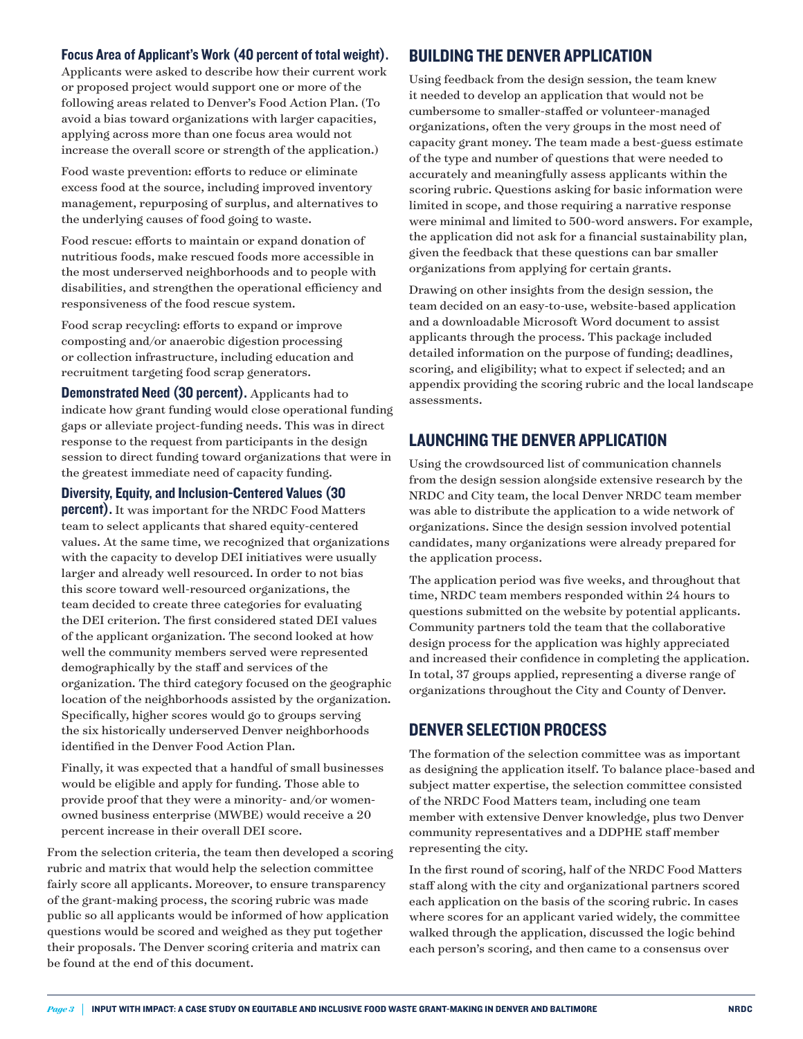**Focus Area of Applicant's Work (40 percent of total weight).** Applicants were asked to describe how their current work or proposed project would support one or more of the following areas related to Denver's Food Action Plan. (To avoid a bias toward organizations with larger capacities, applying across more than one focus area would not increase the overall score or strength of the application.)

Food waste prevention: efforts to reduce or eliminate excess food at the source, including improved inventory management, repurposing of surplus, and alternatives to the underlying causes of food going to waste.

Food rescue: efforts to maintain or expand donation of nutritious foods, make rescued foods more accessible in the most underserved neighborhoods and to people with disabilities, and strengthen the operational efficiency and responsiveness of the food rescue system.

Food scrap recycling: efforts to expand or improve composting and/or anaerobic digestion processing or collection infrastructure, including education and recruitment targeting food scrap generators.

**Demonstrated Need (30 percent).** Applicants had to indicate how grant funding would close operational funding gaps or alleviate project-funding needs. This was in direct response to the request from participants in the design session to direct funding toward organizations that were in the greatest immediate need of capacity funding.

**Diversity, Equity, and Inclusion-Centered Values (30 percent).** It was important for the NRDC Food Matters team to select applicants that shared equity-centered values. At the same time, we recognized that organizations with the capacity to develop DEI initiatives were usually larger and already well resourced. In order to not bias this score toward well-resourced organizations, the team decided to create three categories for evaluating the DEI criterion. The first considered stated DEI values of the applicant organization. The second looked at how well the community members served were represented demographically by the staff and services of the organization. The third category focused on the geographic location of the neighborhoods assisted by the organization. Specifically, higher scores would go to groups serving the six historically underserved Denver neighborhoods identified in the Denver Food Action Plan.

Finally, it was expected that a handful of small businesses would be eligible and apply for funding. Those able to provide proof that they were a minority- and/or women-owned business enterprise (MWBE) would receive a 20 percent increase in their overall DEI score.

From the selection criteria, the team then developed a scoring rubric and matrix that would help the selection committee fairly score all applicants. Moreover, to ensure transparency of the grant-making process, the scoring rubric was made public so all applicants would be informed of how application questions would be scored and weighed as they put together their proposals. The Denver scoring criteria and matrix can be found at the end of this document.

## BUILDING THE DENVER APPLICATION

Using feedback from the design session, the team knew it needed to develop an application that would not be cumbersome to smaller-staffed or volunteer-managed organizations, often the very groups in the most need of capacity grant money. The team made a best-guess estimate of the type and number of questions that were needed to accurately and meaningfully assess applicants within the scoring rubric. Questions asking for basic information were limited in scope, and those requiring a narrative response were minimal and limited to 500-word answers. For example, the application did not ask for a financial sustainability plan, given the feedback that these questions can bar smaller organizations from applying for certain grants.

Drawing on other insights from the design session, the team decided on an easy-to-use, website-based application and a downloadable Microsoft Word document to assist applicants through the process. This package included detailed information on the purpose of funding; deadlines, scoring, and eligibility; what to expect if selected; and an appendix providing the scoring rubric and the local landscape assessments.

## LAUNCHING THE DENVER APPLICATION

Using the crowdsourced list of communication channels from the design session alongside extensive research by the NRDC and City team, the local Denver NRDC team member was able to distribute the application to a wide network of organizations. Since the design session involved potential candidates, many organizations were already prepared for the application process.

The application period was five weeks, and throughout that time, NRDC team members responded within 24 hours to questions submitted on the website by potential applicants. Community partners told the team that the collaborative design process for the application was highly appreciated and increased their confidence in completing the application. In total, 37 groups applied, representing a diverse range of organizations throughout the City and County of Denver.

## DENVER SELECTION PROCESS

The formation of the selection committee was as important as designing the application itself. To balance place-based and subject matter expertise, the selection committee consisted of the NRDC Food Matters team, including one team member with extensive Denver knowledge, plus two Denver community representatives and a DDPHE staff member representing the city.

In the first round of scoring, half of the NRDC Food Matters staff along with the city and organizational partners scored each application on the basis of the scoring rubric. In cases where scores for an applicant varied widely, the committee walked through the application, discussed the logic behind each person's scoring, and then came to a consensus over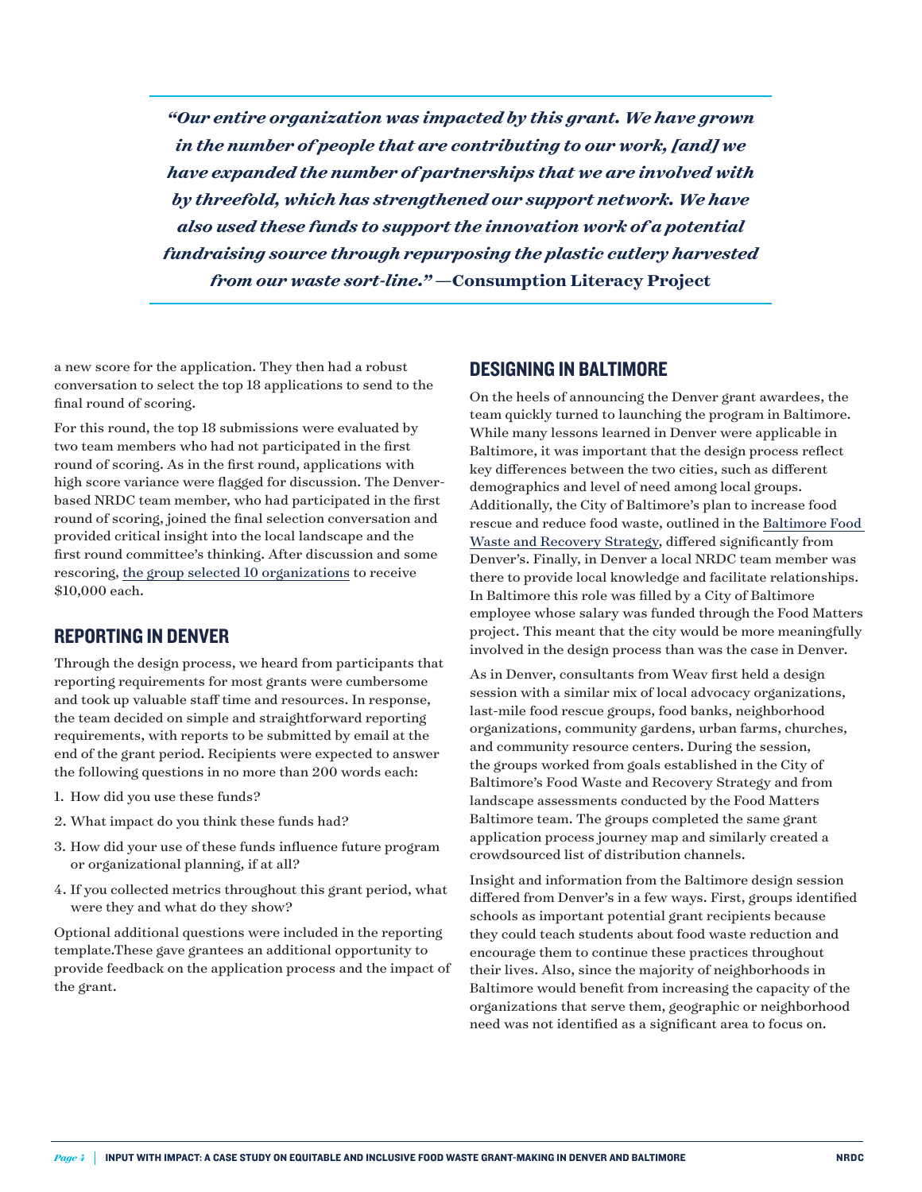> ***"Our entire organization was impacted by this grant. We have grown in the number of people that are contributing to our work, [and] we have expanded the number of partnerships that we are involved with by threefold, which has strengthened our support network. We have also used these funds to support the innovation work of a potential fundraising source through repurposing the plastic cutlery harvested from our waste sort-line."* —Consumption Literacy Project**

a new score for the application. They then had a robust conversation to select the top 18 applications to send to the final round of scoring.

For this round, the top 18 submissions were evaluated by two team members who had not participated in the first round of scoring. As in the first round, applications with high score variance were flagged for discussion. The Denver-based NRDC team member, who had participated in the first round of scoring, joined the final selection conversation and provided critical insight into the local landscape and the first round committee's thinking. After discussion and some rescoring, the group selected 10 organizations to receive $10,000 each.

## REPORTING IN DENVER

Through the design process, we heard from participants that reporting requirements for most grants were cumbersome and took up valuable staff time and resources. In response, the team decided on simple and straightforward reporting requirements, with reports to be submitted by email at the end of the grant period. Recipients were expected to answer the following questions in no more than 200 words each:

1. How did you use these funds?
2. What impact do you think these funds had?
3. How did your use of these funds influence future program or organizational planning, if at all?
4. If you collected metrics throughout this grant period, what were they and what do they show?

Optional additional questions were included in the reporting template.These gave grantees an additional opportunity to provide feedback on the application process and the impact of the grant.

## DESIGNING IN BALTIMORE

On the heels of announcing the Denver grant awardees, the team quickly turned to launching the program in Baltimore. While many lessons learned in Denver were applicable in Baltimore, it was important that the design process reflect key differences between the two cities, such as different demographics and level of need among local groups. Additionally, the City of Baltimore's plan to increase food rescue and reduce food waste, outlined in the Baltimore Food Waste and Recovery Strategy, differed significantly from Denver's. Finally, in Denver a local NRDC team member was there to provide local knowledge and facilitate relationships. In Baltimore this role was filled by a City of Baltimore employee whose salary was funded through the Food Matters project. This meant that the city would be more meaningfully involved in the design process than was the case in Denver.

As in Denver, consultants from Weav first held a design session with a similar mix of local advocacy organizations, last-mile food rescue groups, food banks, neighborhood organizations, community gardens, urban farms, churches, and community resource centers. During the session, the groups worked from goals established in the City of Baltimore's Food Waste and Recovery Strategy and from landscape assessments conducted by the Food Matters Baltimore team. The groups completed the same grant application process journey map and similarly created a crowdsourced list of distribution channels.

Insight and information from the Baltimore design session differed from Denver's in a few ways. First, groups identified schools as important potential grant recipients because they could teach students about food waste reduction and encourage them to continue these practices throughout their lives. Also, since the majority of neighborhoods in Baltimore would benefit from increasing the capacity of the organizations that serve them, geographic or neighborhood need was not identified as a significant area to focus on.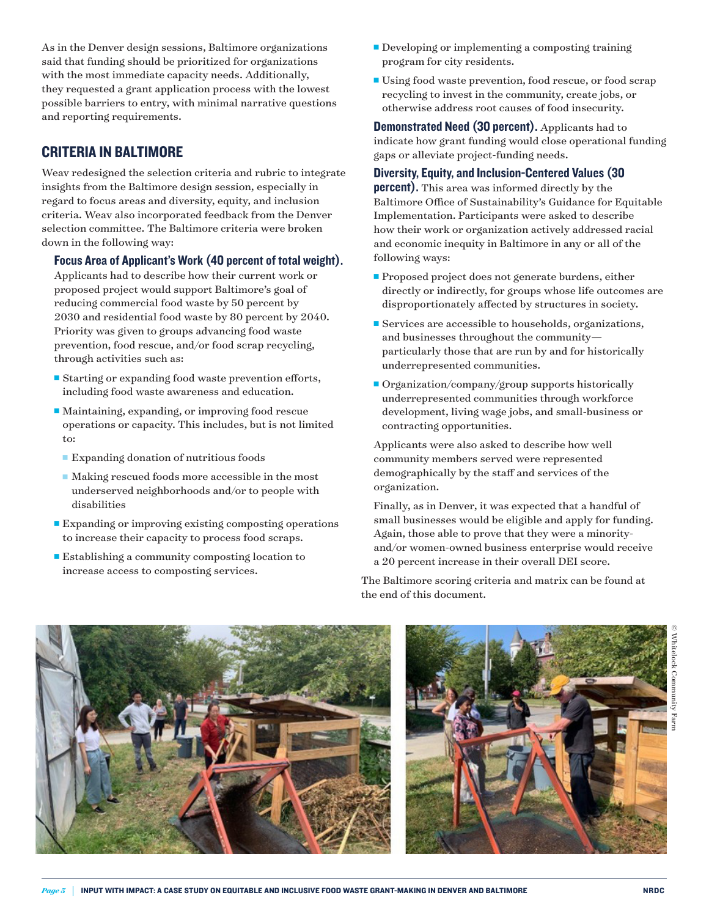As in the Denver design sessions, Baltimore organizations said that funding should be prioritized for organizations with the most immediate capacity needs. Additionally, they requested a grant application process with the lowest possible barriers to entry, with minimal narrative questions and reporting requirements.

## CRITERIA IN BALTIMORE

Weav redesigned the selection criteria and rubric to integrate insights from the Baltimore design session, especially in regard to focus areas and diversity, equity, and inclusion criteria. Weav also incorporated feedback from the Denver selection committee. The Baltimore criteria were broken down in the following way:

**Focus Area of Applicant's Work (40 percent of total weight).** Applicants had to describe how their current work or proposed project would support Baltimore's goal of reducing commercial food waste by 50 percent by 2030 and residential food waste by 80 percent by 2040. Priority was given to groups advancing food waste prevention, food rescue, and/or food scrap recycling, through activities such as:

- Starting or expanding food waste prevention efforts, including food waste awareness and education.
- Maintaining, expanding, or improving food rescue operations or capacity. This includes, but is not limited to:
  - Expanding donation of nutritious foods
  - Making rescued foods more accessible in the most underserved neighborhoods and/or to people with disabilities
- Expanding or improving existing composting operations to increase their capacity to process food scraps.
- Establishing a community composting location to increase access to composting services.
- Developing or implementing a composting training program for city residents.
- Using food waste prevention, food rescue, or food scrap recycling to invest in the community, create jobs, or otherwise address root causes of food insecurity.

**Demonstrated Need (30 percent).** Applicants had to indicate how grant funding would close operational funding gaps or alleviate project-funding needs.

**Diversity, Equity, and Inclusion-Centered Values (30 percent).** This area was informed directly by the Baltimore Office of Sustainability's Guidance for Equitable Implementation. Participants were asked to describe how their work or organization actively addressed racial and economic inequity in Baltimore in any or all of the following ways:

- Proposed project does not generate burdens, either directly or indirectly, for groups whose life outcomes are disproportionately affected by structures in society.
- Services are accessible to households, organizations, and businesses throughout the community—particularly those that are run by and for historically underrepresented communities.
- Organization/company/group supports historically underrepresented communities through workforce development, living wage jobs, and small-business or contracting opportunities.

Applicants were also asked to describe how well community members served were represented demographically by the staff and services of the organization.

Finally, as in Denver, it was expected that a handful of small businesses would be eligible and apply for funding. Again, those able to prove that they were a minority- and/or women-owned business enterprise would receive a 20 percent increase in their overall DEI score.

The Baltimore scoring criteria and matrix can be found at the end of this document.

© Whitelock Community Farm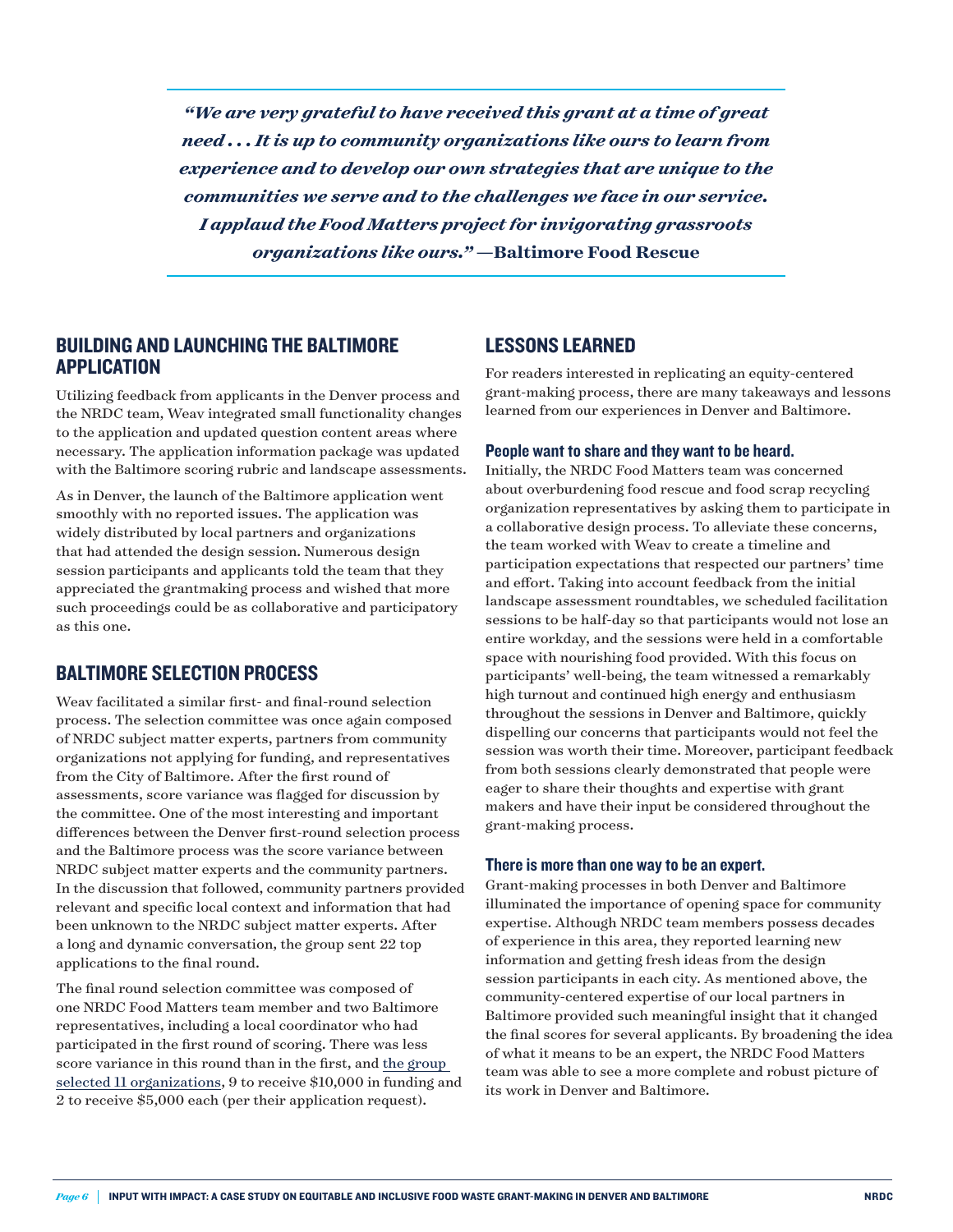> ***"We are very grateful to have received this grant at a time of great need . . . It is up to community organizations like ours to learn from experience and to develop our own strategies that are unique to the communities we serve and to the challenges we face in our service. I applaud the Food Matters project for invigorating grassroots organizations like ours."*** **—Baltimore Food Rescue**

## BUILDING AND LAUNCHING THE BALTIMORE APPLICATION

Utilizing feedback from applicants in the Denver process and the NRDC team, Weav integrated small functionality changes to the application and updated question content areas where necessary. The application information package was updated with the Baltimore scoring rubric and landscape assessments.

As in Denver, the launch of the Baltimore application went smoothly with no reported issues. The application was widely distributed by local partners and organizations that had attended the design session. Numerous design session participants and applicants told the team that they appreciated the grantmaking process and wished that more such proceedings could be as collaborative and participatory as this one.

## BALTIMORE SELECTION PROCESS

Weav facilitated a similar first- and final-round selection process. The selection committee was once again composed of NRDC subject matter experts, partners from community organizations not applying for funding, and representatives from the City of Baltimore. After the first round of assessments, score variance was flagged for discussion by the committee. One of the most interesting and important differences between the Denver first-round selection process and the Baltimore process was the score variance between NRDC subject matter experts and the community partners. In the discussion that followed, community partners provided relevant and specific local context and information that had been unknown to the NRDC subject matter experts. After a long and dynamic conversation, the group sent 22 top applications to the final round.

The final round selection committee was composed of one NRDC Food Matters team member and two Baltimore representatives, including a local coordinator who had participated in the first round of scoring. There was less score variance in this round than in the first, and the group selected 11 organizations, 9 to receive $10,000 in funding and 2 to receive $5,000 each (per their application request).

## LESSONS LEARNED

For readers interested in replicating an equity-centered grant-making process, there are many takeaways and lessons learned from our experiences in Denver and Baltimore.

### People want to share and they want to be heard.

Initially, the NRDC Food Matters team was concerned about overburdening food rescue and food scrap recycling organization representatives by asking them to participate in a collaborative design process. To alleviate these concerns, the team worked with Weav to create a timeline and participation expectations that respected our partners' time and effort. Taking into account feedback from the initial landscape assessment roundtables, we scheduled facilitation sessions to be half-day so that participants would not lose an entire workday, and the sessions were held in a comfortable space with nourishing food provided. With this focus on participants' well-being, the team witnessed a remarkably high turnout and continued high energy and enthusiasm throughout the sessions in Denver and Baltimore, quickly dispelling our concerns that participants would not feel the session was worth their time. Moreover, participant feedback from both sessions clearly demonstrated that people were eager to share their thoughts and expertise with grant makers and have their input be considered throughout the grant-making process.

### There is more than one way to be an expert.

Grant-making processes in both Denver and Baltimore illuminated the importance of opening space for community expertise. Although NRDC team members possess decades of experience in this area, they reported learning new information and getting fresh ideas from the design session participants in each city. As mentioned above, the community-centered expertise of our local partners in Baltimore provided such meaningful insight that it changed the final scores for several applicants. By broadening the idea of what it means to be an expert, the NRDC Food Matters team was able to see a more complete and robust picture of its work in Denver and Baltimore.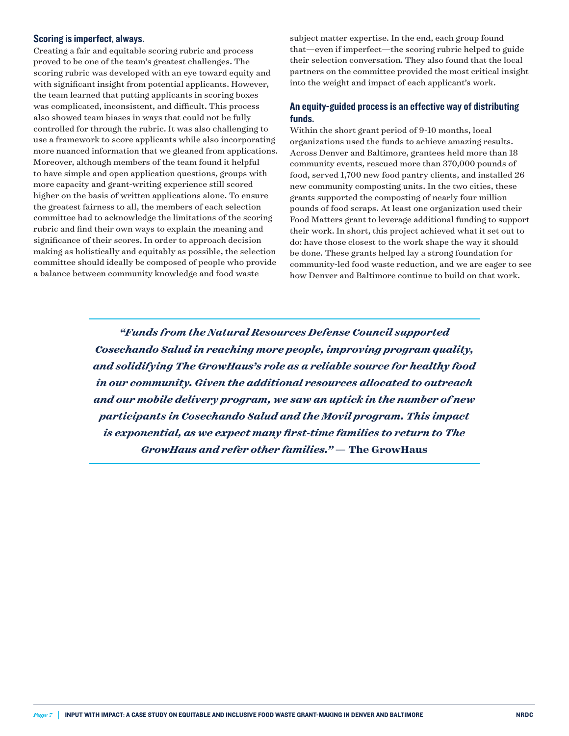### Scoring is imperfect, always.

Creating a fair and equitable scoring rubric and process proved to be one of the team's greatest challenges. The scoring rubric was developed with an eye toward equity and with significant insight from potential applicants. However, the team learned that putting applicants in scoring boxes was complicated, inconsistent, and difficult. This process also showed team biases in ways that could not be fully controlled for through the rubric. It was also challenging to use a framework to score applicants while also incorporating more nuanced information that we gleaned from applications. Moreover, although members of the team found it helpful to have simple and open application questions, groups with more capacity and grant-writing experience still scored higher on the basis of written applications alone. To ensure the greatest fairness to all, the members of each selection committee had to acknowledge the limitations of the scoring rubric and find their own ways to explain the meaning and significance of their scores. In order to approach decision making as holistically and equitably as possible, the selection committee should ideally be composed of people who provide a balance between community knowledge and food waste subject matter expertise. In the end, each group found that—even if imperfect—the scoring rubric helped to guide their selection conversation. They also found that the local partners on the committee provided the most critical insight into the weight and impact of each applicant's work.

### An equity-guided process is an effective way of distributing funds.

Within the short grant period of 9-10 months, local organizations used the funds to achieve amazing results. Across Denver and Baltimore, grantees held more than 18 community events, rescued more than 370,000 pounds of food, served 1,700 new food pantry clients, and installed 26 new community composting units. In the two cities, these grants supported the composting of nearly four million pounds of food scraps. At least one organization used their Food Matters grant to leverage additional funding to support their work. In short, this project achieved what it set out to do: have those closest to the work shape the way it should be done. These grants helped lay a strong foundation for community-led food waste reduction, and we are eager to see how Denver and Baltimore continue to build on that work.

> ***"Funds from the Natural Resources Defense Council supported Cosechando Salud in reaching more people, improving program quality, and solidifying The GrowHaus's role as a reliable source for healthy food in our community. Given the additional resources allocated to outreach and our mobile delivery program, we saw an uptick in the number of new participants in Cosechando Salud and the Movil program. This impact is exponential, as we expect many first-time families to return to The GrowHaus and refer other families."*** **— The GrowHaus**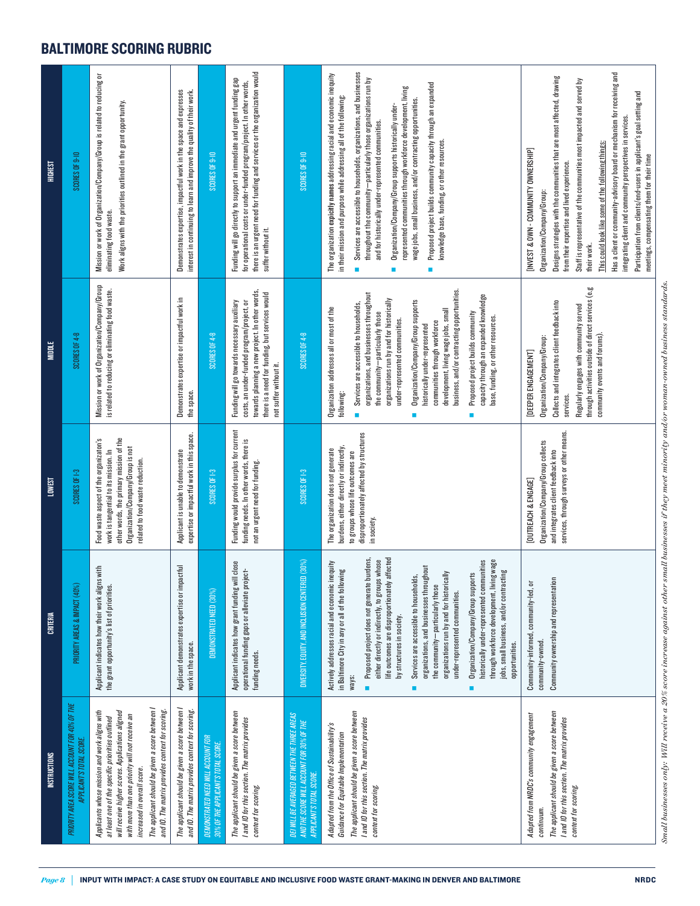# BALTIMORE SCORING RUBRIC

| INSTRUCTIONS | CRITERIA | LOWEST | MIDDLE | HIGHEST |
|---|---|---|---|---|
| *PRIORITY AREA SCORE WILL ACCOUNT FOR 40% OF THE APPLICANT'S TOTAL SCORE.* | PRIORITY AREAS & IMPACT (40%) | SCORES OF 1-3 | SCORES OF 4-8 | SCORES OF 9-10 |
| *Applicants whose mission and work aligns with at least one of the specific priorities outlined will receive higher scores. Applications aligned with more than one priority will not receive an increased in overall score.* *The applicant should be given a score between 1 and 10. The matrix provides context for scoring.* | Applicant indicates how their work aligns with the grant opportunity's list of priorities. | Food waste aspect of the organization's work is tangential to its mission. In other words, the primary mission of the Organization/Company/Group is not related to food waste reduction. | Mission or work of Organization/Company/Group is related to reducing or eliminating food waste. | Mission or work of Organization/Company/Group is related to reducing or eliminating food waste. Work aligns with the priorities outlined in the grant opportunity. |
| *The applicant should be given a score between 1 and 10. The matrix provides context for scoring.* | Applicant demonstrates expertise or impactful work in the space. | Applicant is unable to demonstrate expertise or impactful work in this space. | Demonstrates expertise or impactful work in the space. | Demonstrates expertise, impactful work in the space and expresses interest in continuing to learn and improve the quality of their work. |
| *DEMONSTRATED NEED WILL ACCOUNT FOR 30% OF THE APPLICANT'S TOTAL SCORE.* | DEMONSTRATED NEED (30%) | SCORES OF 1-3 | SCORES OF 4-8 | SCORES OF 9-10 |
| *The applicant should be given a score between 1 and 10 for this section. The matrix provides context for scoring.* | Applicant indicates how grant funding will close operational funding gaps or alleviate project-funding needs. | Funding would provide surplus for current funding needs. In other words, there is not an urgent need for funding. | Funding will go towards necessary auxiliary costs, an under-funded program/project, or towards planning a new project. In other words, there is a need for funding, but services would not suffer without it. | Funding will go directly to support an immediate and urgent funding gap for operational costs or under-funded program/project. In other words, there is an urgent need for funding and services or the organization would suffer without it. |
| *DEI WILL BE AVERAGED BETWEEN THE THREE AREAS AND THE SCORE WILL ACCOUNT FOR 30% OF THE APPLICANT'S TOTAL SCORE.* | DIVERSITY, EQUITY AND INCLUSION CENTERED (30%) | SCORES OF 1-3 | SCORES OF 4-8 | SCORES OF 9-10 |
| *Adapted from the Office of Sustainability's Guidance for Equitable Implementation* *The applicant should be given a score between 1 and 10 for this section. The matrix provides context for scoring.* | Actively addresses racial and economic inequity in Baltimore City in any or all of the following ways: <br>▪ Proposed project does not generate burdens, either directly or indirectly, to groups whose life outcomes are disproportionately affected by structures in society. <br>▪ Services are accessible to households, organizations, and businesses throughout the community—particularly those organizations run by and for historically under-represented communities. <br>▪ Organization/Company/Group supports historically under-represented communities through workforce development, living wage jobs, small business, and/or contracting opportunities. | The organization does not generate burdens, either directly or indirectly, to groups whose life outcomes are disproportionately affected by structures in society. | Organization addresses all or most of the following: <br>▪ Services are accessible to households, organizations, and businesses throughout the community—particularly those organizations run by and for historically under-represented communities. <br>▪ Organization/Company/Group supports historically under-represented communities through workforce development, living wage jobs, small business, and/or contracting opportunities. <br>▪ Proposed project builds community capacity through an expanded knowledge base, funding, or other resources. | The organization **explicitly names** addressing racial and economic inequity in their mission and purpose while addressing all of the following: <br>▪ Services are accessible to households, organizations, and businesses throughout the community—particularly those organizations run by and for historically under-represented communities. <br>▪ Organization/Company/Group supports historically under-represented communities through workforce development, living wage jobs, small business, and/or contracting opportunities. <br>▪ Proposed project builds community capacity through an expanded knowledge base, funding, or other resources. |
| *Adapted from NRDC's community engagement continuum.* *The applicant should be given a score between 1 and 10 for this section. The matrix provides context for scoring.* | Community-informed, community-led, or community-owned. <br>Community ownership and representation | [OUTREACH & ENGAGE] <br>Organization/Company/Group collects and integrates client feedback into services, through surveys or other means. | [DEEPER ENGAGEMENT] <br>Organization/Company/Group: <br>Collects and integrates client feedback into services. <br>Regularly engages with community served through activities outside of direct services (e.g community events and forums). | [INVEST & OWN - COMMUNITY OWNERSHIP] <br>Organization/Company/Group: <br>Designs strategies with the communities that are most affected, drawing from their expertise and lived experience. <br>Staff is representative of the communities most impacted and served by their work. <br><u>This could look like some of the following things:</u> <br>Has a client or community-advisory board or mechanism for receiving and integrating client and community perspectives in services. <br>Participation from clients/end-users in applicant's goal setting and meetings, compensating them for their time |

*Small businesses only: Will receive a 20% score increase against other small businesses if they meet minority and/or woman-owned business standards.*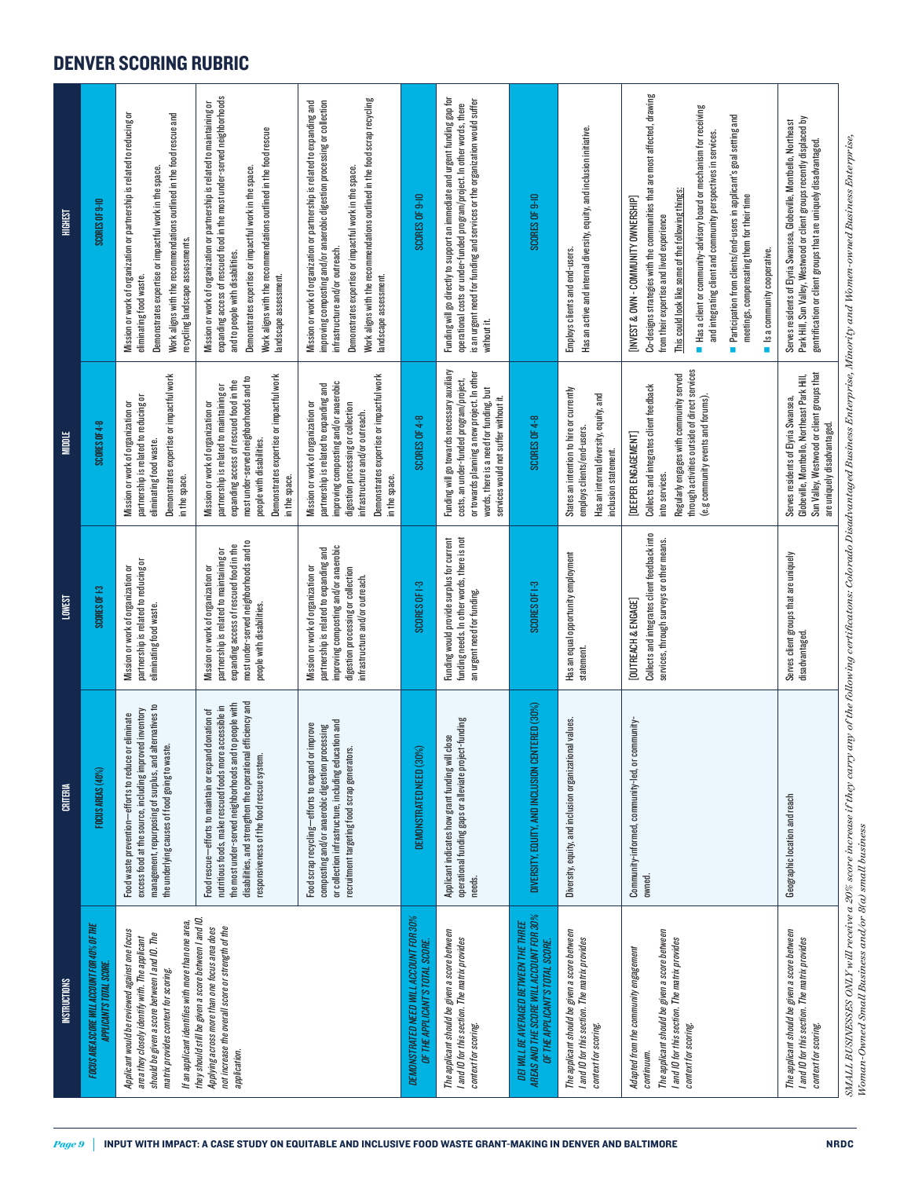# DENVER SCORING RUBRIC

| INSTRUCTIONS | CRITERIA | LOWEST | MIDDLE | HIGHEST |
|---|---|---|---|---|
| ***FOCUS AREAS SCORE WILL ACCOUNT FOR 40% OF THE APPLICANT'S TOTAL SCORE.*** | **FOCUS AREAS (40%)** | **SCORES OF 1-3** | **SCORES OF 4-8** | **SCORES OF 9-10** |
| *Applicant would be reviewed against one focus area they closely identify with. The applicant should be given a score between 1 and 10. The matrix provides context for scoring.* *If an applicant identifies with more than one area, they should still be given a score between 1 and 10. Applying across more than one focus area does not increase the overall score or strength of the application.* | Food waste prevention—efforts to reduce or eliminate excess food at the source, including improved inventory management, repurposing of surplus, and alternatives to the underlying causes of food going to waste. | Mission or work of organization or partnership is related to reducing or eliminating food waste. | Mission or work of organization or partnership is related to reducing or eliminating food waste. Demonstrates expertise or impactful work in the space. | Mission or work of organization or partnership is related to reducing or eliminating food waste. Demonstrates expertise or impactful work in the space. Work aligns with the recommendations outlined in the food rescue and recycling landscape assessments. |
| | Food rescue—efforts to maintain or expand donation of nutritious foods, make rescued foods more accessible in the most under-served neighborhoods and to people with disabilities, and strengthen the operational efficiency and responsiveness of the food rescue system. | Mission or work of organization or partnership is related to maintaining or expanding access of rescued food in the most under-served neighborhoods and to people with disabilities. | Mission or work of organization or partnership is related to maintaining or expanding access of rescued food in the most under-served neighborhoods and to people with disabilities. Demonstrates expertise or impactful work in the space. | Mission or work of organization or partnership is related to maintaining or expanding access of rescued food in the most under-served neighborhoods and to people with disabilities. Demonstrates expertise or impactful work in the space. Work aligns with the recommendations outlined in the food rescue landscape assessment. |
| | Food scrap recycling—efforts to expand or improve composting and/or anaerobic digestion processing or collection infrastructure, including education and recruitment targeting food scrap generators. | Mission or work of organization or partnership is related to expanding and improving composting and/or anaerobic digestion processing or collection infrastructure and/or outreach. | Mission or work of organization or partnership is related to expanding and improving composting and/or anaerobic digestion processing or collection infrastructure and/or outreach. Demonstrates expertise or impactful work in the space. | Mission or work of organization or partnership is related to expanding and improving composting and/or anaerobic digestion processing or collection infrastructure and/or outreach. Demonstrates expertise or impactful work in the space. Work aligns with the recommendations outlined in the food scrap recycling landscape assessment. |
| ***DEMONSTRATED NEED WILL ACCOUNT FOR 30% OF THE APPLICANT'S TOTAL SCORE.*** | **DEMONSTRATED NEED (30%)** | **SCORES OF 1-3** | **SCORES OF 4-8** | **SCORES OF 9-10** |
| *The applicant should be given a score between 1 and 10 for this section. The matrix provides context for scoring.* | Applicant indicates how grant funding will close operational funding gaps or alleviate project-funding needs. | Funding would provide surplus for current funding needs. In other words, there is not an urgent need for funding. | Funding will go towards necessary auxiliary costs, an under-funded program/project, or towards planning a new project. In other words, there is a need for funding, but services would not suffer without it. | Funding will go directly to support an immediate and urgent funding gap for operational costs or under-funded program/project. In other words, there is an urgent need for funding and services or the organization would suffer without it. |
| ***DEI WILL BE AVERAGED BETWEEN THE THREE AREAS AND THE SCORE WILL ACCOUNT FOR 30% OF THE APPLICANT'S TOTAL SCORE.*** | **DIVERSITY, EQUITY, AND INCLUSION CENTERED (30%)** | **SCORES OF 1-3** | **SCORES OF 4-8** | **SCORES OF 9-10** |
| *The applicant should be given a score between 1 and 10 for this section. The matrix provides context for scoring.* | Diversity, equity, and inclusion organizational values. | Has an equal opportunity employment statement. | States an intention to hire or currently employs clients/end-users. Has an internal diversity, equity, and inclusion statement. | Employs clients and end-users. Has an active and internal diversity, equity, and inclusion initiative. |
| *Adapted from the community engagement continuum. The applicant should be given a score between 1 and 10 for this section. The matrix provides context for scoring.* | Community-informed, community-led, or community-owned. | [OUTREACH & ENGAGE] Collects and integrates client feedback into services, through surveys or other means. | [DEEPER ENGAGEMENT] Collects and integrates client feedback into services. Regularly engages with community served through activities outside of direct services (e.g community events and forums). | [INVEST & OWN - COMMUNITY OWNERSHIP] Co-designs strategies with the communities that are most affected, drawing from their expertise and lived experience. This could look like some of the following things: ■ Has a client or community-advisory board or mechanism for receiving and integrating client and community perspectives in services. ■ Participation from clients/end-users in applicant's goal setting and meetings, compensating them for their time. ■ Is a community cooperative. |
| *The applicant should be given a score between 1 and 10 for this section. The matrix provides context for scoring.* | Geographic location and reach | Serves client groups that are uniquely disadvantaged. | Serves residents of Elyria Swansea, Globeville, Montbello, Northeast Park Hill, Sun Valley, Westwood or client groups that are uniquely disadvantaged. | Serves residents of Elyria Swansea, Globeville, Montbello, Northeast Park Hill, Sun Valley, Westwood or client groups recently displaced by gentrification or client groups that are uniquely disadvantaged. |

*SMALL BUSINESSES ONLY will receive a 20% score increase if they carry any of the following certifications: Colorado Disadvantaged Business Enterprise, Minority and Women-owned Business Enterprise, Woman-Owned Small Business and/or 8(a) small business*